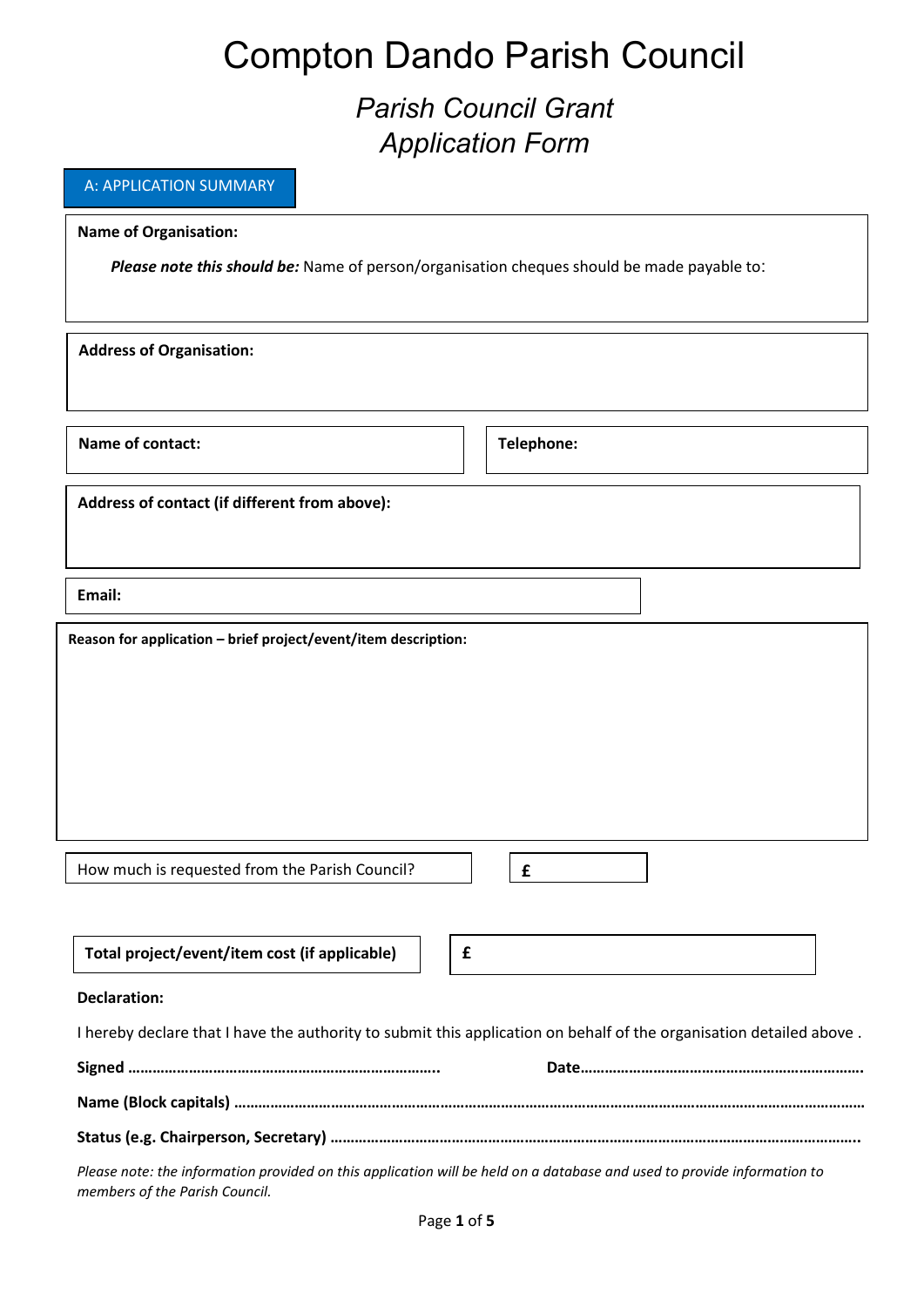# Compton Dando Parish Council

## *Parish Council Grant Application Form*

### A: APPLICATION SUMMARY

**Name of Organisation:**

***Please note this should be:*** Name of person/organisation cheques should be made payable to:

**Address of Organisation:**

**Name of contact:**

**Telephone:**

**Address of contact (if different from above):**

**Email:**

**Reason for application – brief project/event/item description:**

How much is requested from the Parish Council? **£**

**Total project/event/item cost (if applicable)** **£**

**Declaration:**

I hereby declare that I have the authority to submit this application on behalf of the organisation detailed above .

**Signed ………………………………………………………………..** **Date…………………………………………………………….**

**Name (Block capitals) ………………………………………………………………………………………………………………………………**

**Status (e.g. Chairperson, Secretary) ……………………………………………………………………………………………………….**

*Please note: the information provided on this application will be held on a database and used to provide information to members of the Parish Council.*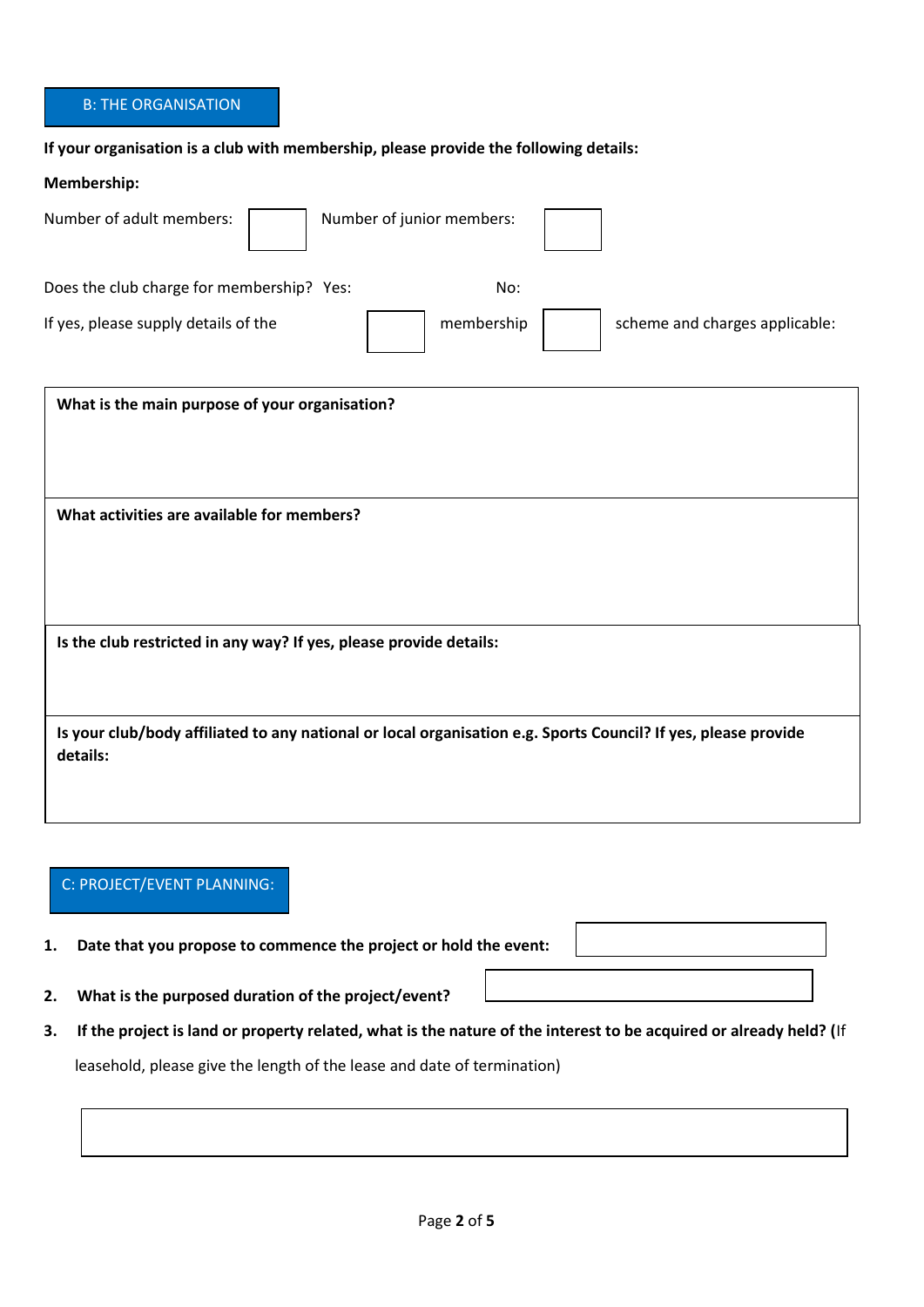## B: THE ORGANISATION

**If your organisation is a club with membership, please provide the following details:**

**Membership:**

Number of adult members: Number of junior members:

Does the club charge for membership? Yes: No:

If yes, please supply details of the membership scheme and charges applicable:

| |
|---|
| **What is the main purpose of your organisation?** |
| **What activities are available for members?** |
| **Is the club restricted in any way? If yes, please provide details:** |
| **Is your club/body affiliated to any national or local organisation e.g. Sports Council? If yes, please provide details:** |

## C: PROJECT/EVENT PLANNING:

1. **Date that you propose to commence the project or hold the event:**
2. **What is the purposed duration of the project/event?**
3. **If the project is land or property related, what is the nature of the interest to be acquired or already held? (**If leasehold, please give the length of the lease and date of termination)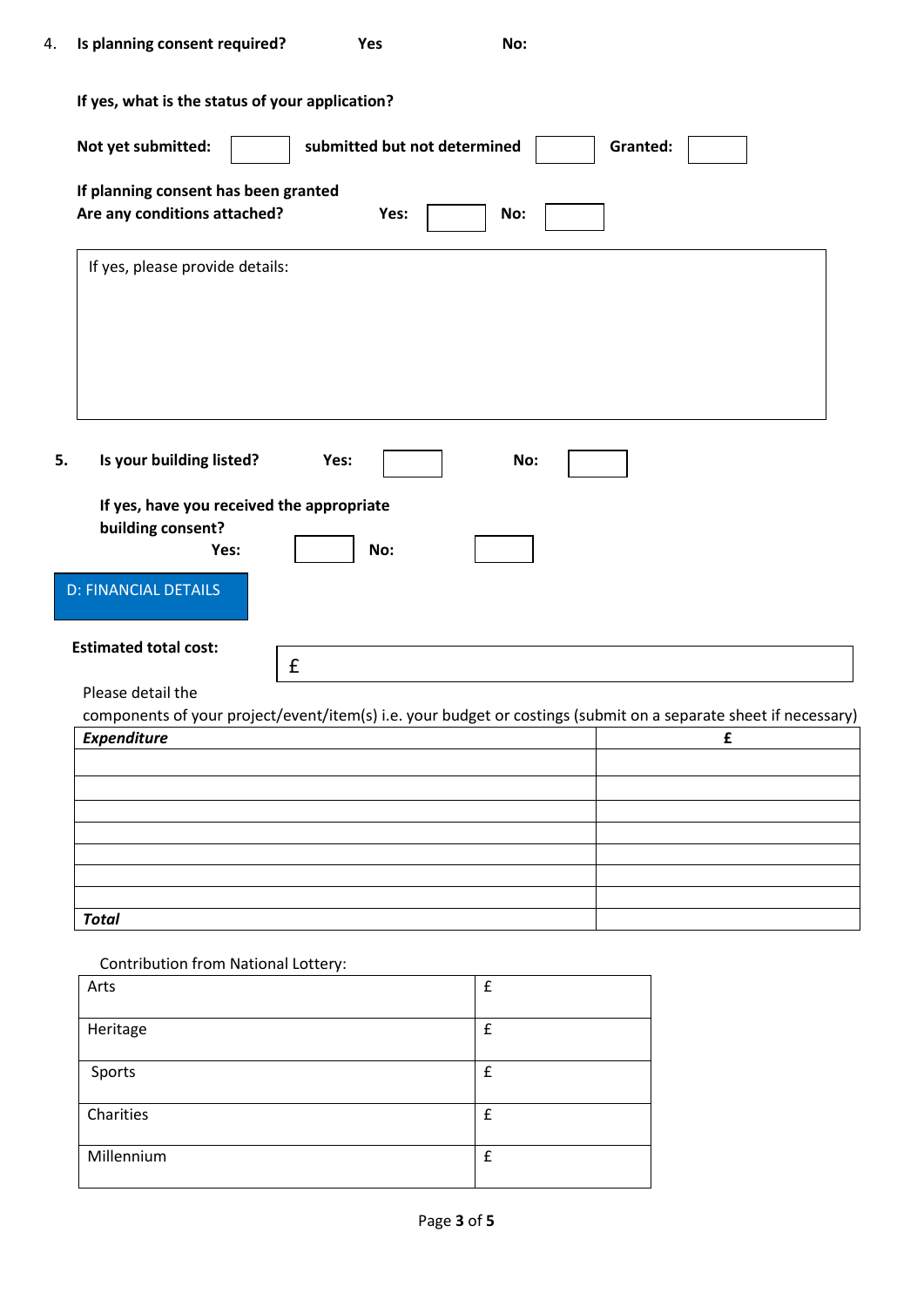4. **Is planning consent required?** **Yes** **No:**

**If yes, what is the status of your application?**

**Not yet submitted:** ☐ **submitted but not determined** ☐ **Granted:** ☐

**If planning consent has been granted**
**Are any conditions attached?** **Yes:** ☐ **No:** ☐

If yes, please provide details:

5. **Is your building listed?** **Yes:** ☐ **No:** ☐

**If yes, have you received the appropriate building consent?**
**Yes:** ☐ **No:** ☐

## D: FINANCIAL DETAILS

**Estimated total cost:** £

Please detail the components of your project/event/item(s) i.e. your budget or costings (submit on a separate sheet if necessary)

| ***Expenditure*** | **£** |
|---|---|
| | |
| | |
| | |
| | |
| | |
| | |
| | |
| ***Total*** | |

Contribution from National Lottery:

| | |
|---|---|
| Arts | £ |
| Heritage | £ |
| Sports | £ |
| Charities | £ |
| Millennium | £ |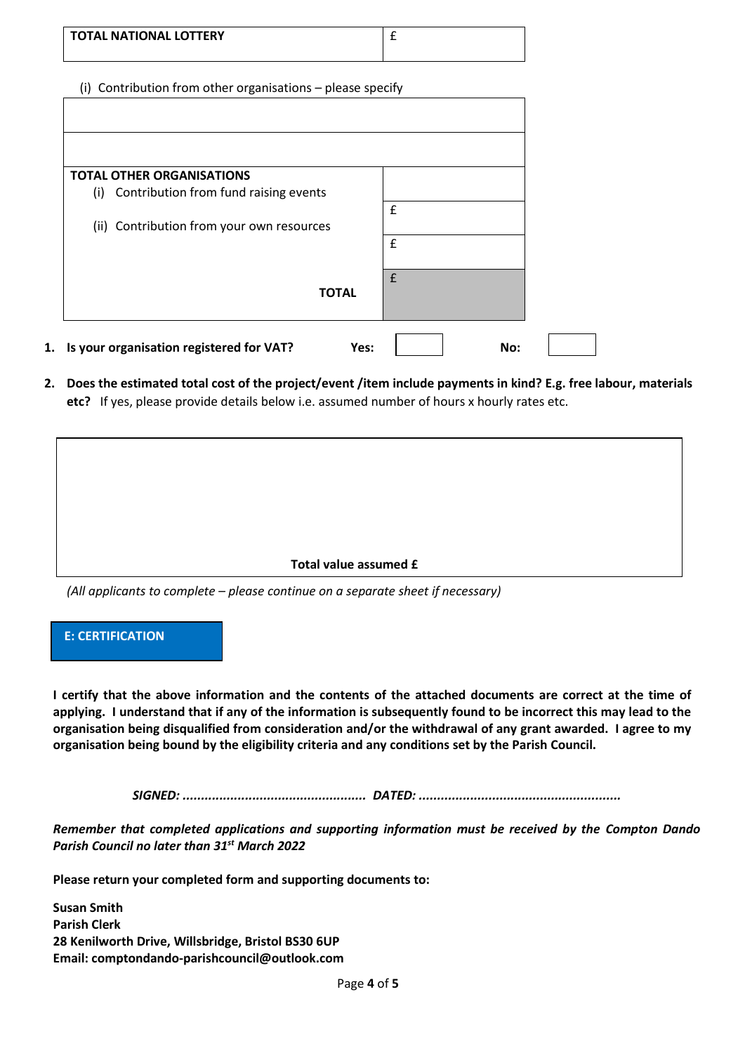| | |
|---|---|
| **TOTAL NATIONAL LOTTERY** | £ |

(i) Contribution from other organisations – please specify

| | |
|---|---|
| | |
| | |
| **TOTAL OTHER ORGANISATIONS** | |
| (i) Contribution from fund raising events | £ |
| (ii) Contribution from your own resources | £ |
| **TOTAL** | £ |

1. **Is your organisation registered for VAT?** **Yes:** ☐ **No:** ☐

2. **Does the estimated total cost of the project/event /item include payments in kind? E.g. free labour, materials etc?** If yes, please provide details below i.e. assumed number of hours x hourly rates etc.

| |
|---|
| |
| **Total value assumed £** |

*(All applicants to complete – please continue on a separate sheet if necessary)*

## E: CERTIFICATION

**I certify that the above information and the contents of the attached documents are correct at the time of applying. I understand that if any of the information is subsequently found to be incorrect this may lead to the organisation being disqualified from consideration and/or the withdrawal of any grant awarded. I agree to my organisation being bound by the eligibility criteria and any conditions set by the Parish Council.**

***SIGNED: .................................................. DATED: ......................................................***

***Remember that completed applications and supporting information must be received by the Compton Dando Parish Council no later than 31st March 2022***

**Please return your completed form and supporting documents to:**

**Susan Smith**
**Parish Clerk**
**28 Kenilworth Drive, Willsbridge, Bristol BS30 6UP**
**Email: comptondando-parishcouncil@outlook.com**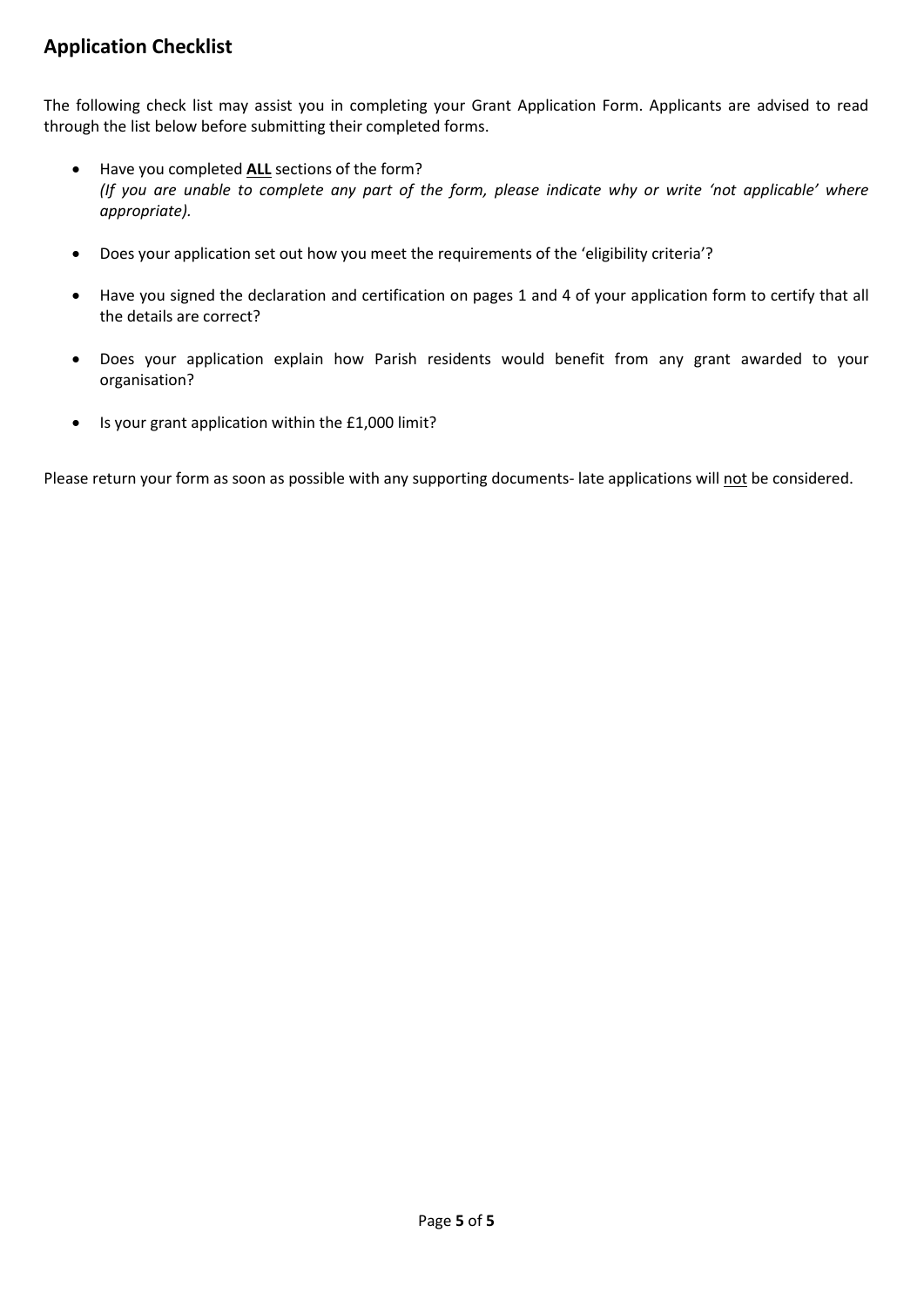## Application Checklist

The following check list may assist you in completing your Grant Application Form. Applicants are advised to read through the list below before submitting their completed forms.

- Have you completed **<u>ALL</u>** sections of the form?
  *(If you are unable to complete any part of the form, please indicate why or write 'not applicable' where appropriate).*
- Does your application set out how you meet the requirements of the 'eligibility criteria'?
- Have you signed the declaration and certification on pages 1 and 4 of your application form to certify that all the details are correct?
- Does your application explain how Parish residents would benefit from any grant awarded to your organisation?
- Is your grant application within the £1,000 limit?

Please return your form as soon as possible with any supporting documents- late applications will <u>not</u> be considered.